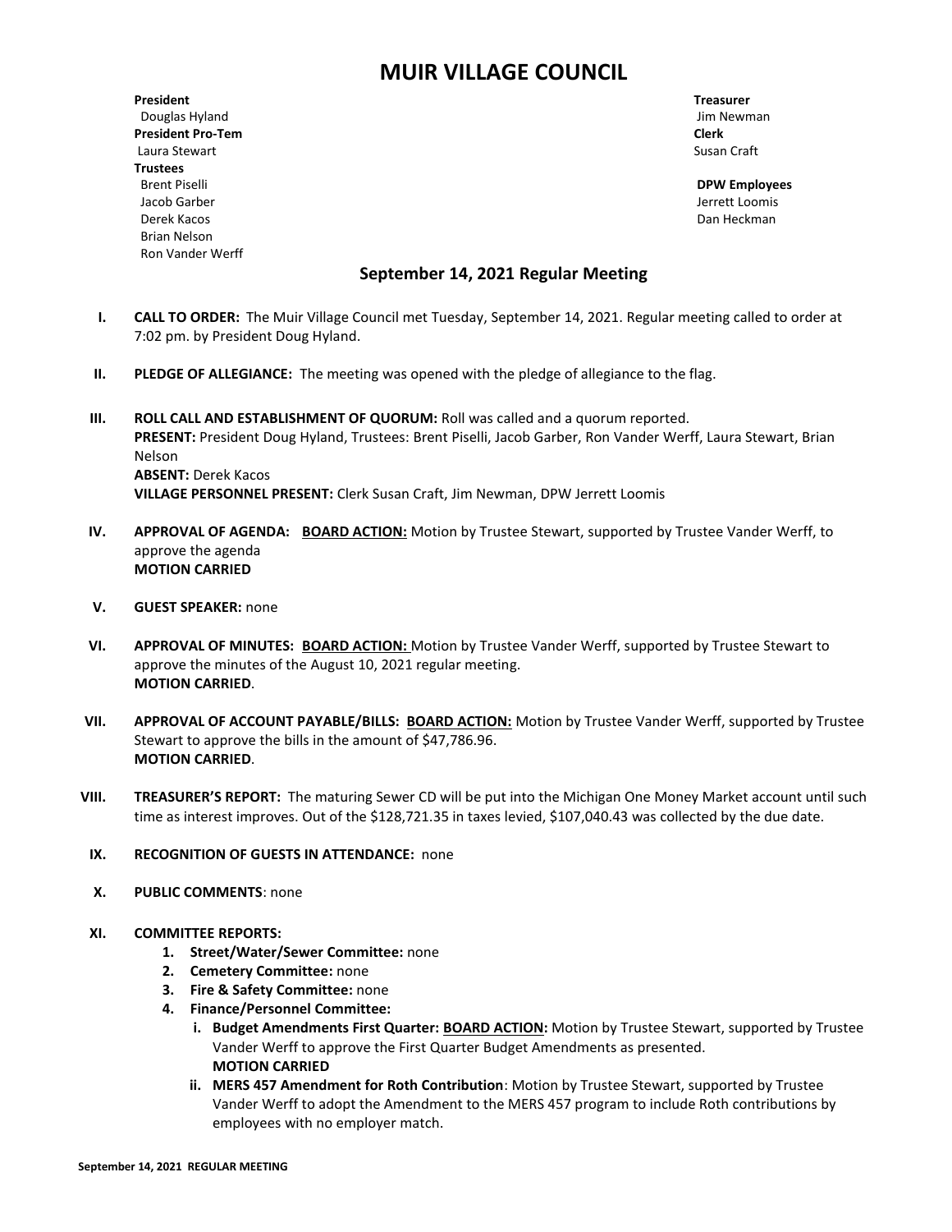# MUIR VILLAGE COUNCIL

**President**
Douglas Hyland
**President Pro-Tem**
Laura Stewart
**Trustees**
Brent Piselli
Jacob Garber
Derek Kacos
Brian Nelson
Ron Vander Werff

**Treasurer**
Jim Newman
**Clerk**
Susan Craft

**DPW Employees**
Jerrett Loomis
Dan Heckman

## September 14, 2021 Regular Meeting

I. **CALL TO ORDER:** The Muir Village Council met Tuesday, September 14, 2021. Regular meeting called to order at 7:02 pm. by President Doug Hyland.

II. **PLEDGE OF ALLEGIANCE:** The meeting was opened with the pledge of allegiance to the flag.

III. **ROLL CALL AND ESTABLISHMENT OF QUORUM:** Roll was called and a quorum reported.
**PRESENT:** President Doug Hyland, Trustees: Brent Piselli, Jacob Garber, Ron Vander Werff, Laura Stewart, Brian Nelson
**ABSENT:** Derek Kacos
**VILLAGE PERSONNEL PRESENT:** Clerk Susan Craft, Jim Newman, DPW Jerrett Loomis

IV. **APPROVAL OF AGENDA:** **BOARD ACTION:** Motion by Trustee Stewart, supported by Trustee Vander Werff, to approve the agenda
**MOTION CARRIED**

V. **GUEST SPEAKER:** none

VI. **APPROVAL OF MINUTES:** **BOARD ACTION:** Motion by Trustee Vander Werff, supported by Trustee Stewart to approve the minutes of the August 10, 2021 regular meeting.
**MOTION CARRIED**.

VII. **APPROVAL OF ACCOUNT PAYABLE/BILLS:** **BOARD ACTION:** Motion by Trustee Vander Werff, supported by Trustee Stewart to approve the bills in the amount of $47,786.96.
**MOTION CARRIED**.

VIII. **TREASURER'S REPORT:** The maturing Sewer CD will be put into the Michigan One Money Market account until such time as interest improves. Out of the $128,721.35 in taxes levied, $107,040.43 was collected by the due date.

IX. **RECOGNITION OF GUESTS IN ATTENDANCE:** none

X. **PUBLIC COMMENTS**: none

XI. **COMMITTEE REPORTS:**
1. **Street/Water/Sewer Committee:** none
2. **Cemetery Committee:** none
3. **Fire & Safety Committee:** none
4. **Finance/Personnel Committee:**
   i. **Budget Amendments First Quarter:** **BOARD ACTION:** Motion by Trustee Stewart, supported by Trustee Vander Werff to approve the First Quarter Budget Amendments as presented.
   **MOTION CARRIED**
   ii. **MERS 457 Amendment for Roth Contribution**: Motion by Trustee Stewart, supported by Trustee Vander Werff to adopt the Amendment to the MERS 457 program to include Roth contributions by employees with no employer match.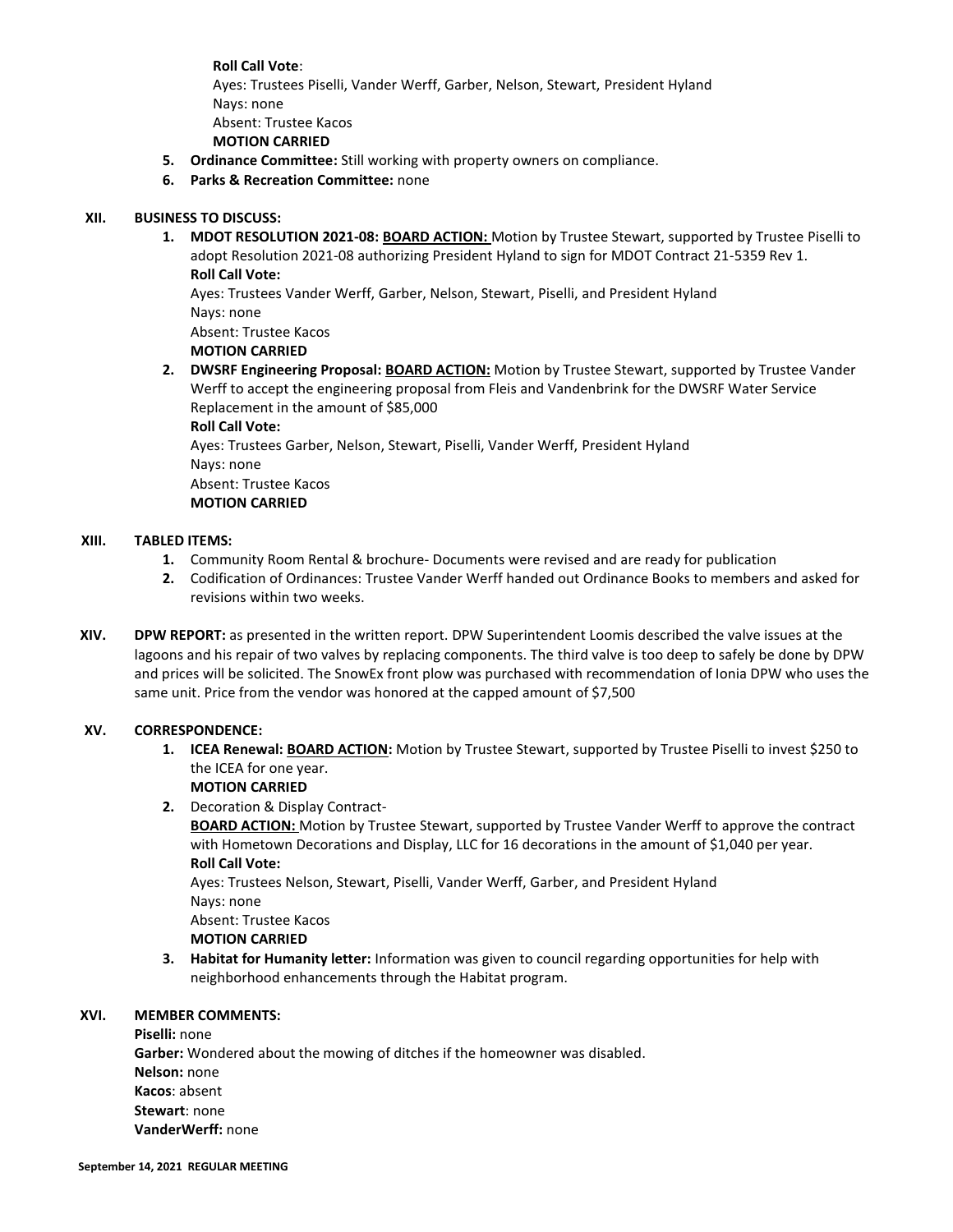**Roll Call Vote**:
Ayes: Trustees Piselli, Vander Werff, Garber, Nelson, Stewart, President Hyland
Nays: none
Absent: Trustee Kacos
**MOTION CARRIED**

5. **Ordinance Committee:** Still working with property owners on compliance.
6. **Parks & Recreation Committee:** none

**XII. BUSINESS TO DISCUSS:**

1. **MDOT RESOLUTION 2021-08: <u>BOARD ACTION:</u>** Motion by Trustee Stewart, supported by Trustee Piselli to adopt Resolution 2021-08 authorizing President Hyland to sign for MDOT Contract 21-5359 Rev 1.
   **Roll Call Vote:**
   Ayes: Trustees Vander Werff, Garber, Nelson, Stewart, Piselli, and President Hyland
   Nays: none
   Absent: Trustee Kacos
   **MOTION CARRIED**
2. **DWSRF Engineering Proposal: <u>BOARD ACTION:</u>** Motion by Trustee Stewart, supported by Trustee Vander Werff to accept the engineering proposal from Fleis and Vandenbrink for the DWSRF Water Service Replacement in the amount of $85,000
   **Roll Call Vote:**
   Ayes: Trustees Garber, Nelson, Stewart, Piselli, Vander Werff, President Hyland
   Nays: none
   Absent: Trustee Kacos
   **MOTION CARRIED**

**XIII. TABLED ITEMS:**

1. Community Room Rental & brochure- Documents were revised and are ready for publication
2. Codification of Ordinances: Trustee Vander Werff handed out Ordinance Books to members and asked for revisions within two weeks.

**XIV. DPW REPORT:** as presented in the written report. DPW Superintendent Loomis described the valve issues at the lagoons and his repair of two valves by replacing components. The third valve is too deep to safely be done by DPW and prices will be solicited. The SnowEx front plow was purchased with recommendation of Ionia DPW who uses the same unit. Price from the vendor was honored at the capped amount of $7,500

**XV. CORRESPONDENCE:**

1. **ICEA Renewal: <u>BOARD ACTION</u>:** Motion by Trustee Stewart, supported by Trustee Piselli to invest $250 to the ICEA for one year.
   **MOTION CARRIED**
2. Decoration & Display Contract-
   **<u>BOARD ACTION:</u>** Motion by Trustee Stewart, supported by Trustee Vander Werff to approve the contract with Hometown Decorations and Display, LLC for 16 decorations in the amount of $1,040 per year.
   **Roll Call Vote:**
   Ayes: Trustees Nelson, Stewart, Piselli, Vander Werff, Garber, and President Hyland
   Nays: none
   Absent: Trustee Kacos
   **MOTION CARRIED**
3. **Habitat for Humanity letter:** Information was given to council regarding opportunities for help with neighborhood enhancements through the Habitat program.

**XVI. MEMBER COMMENTS:**

**Piselli:** none
**Garber:** Wondered about the mowing of ditches if the homeowner was disabled.
**Nelson:** none
**Kacos**: absent
**Stewart**: none
**VanderWerff:** none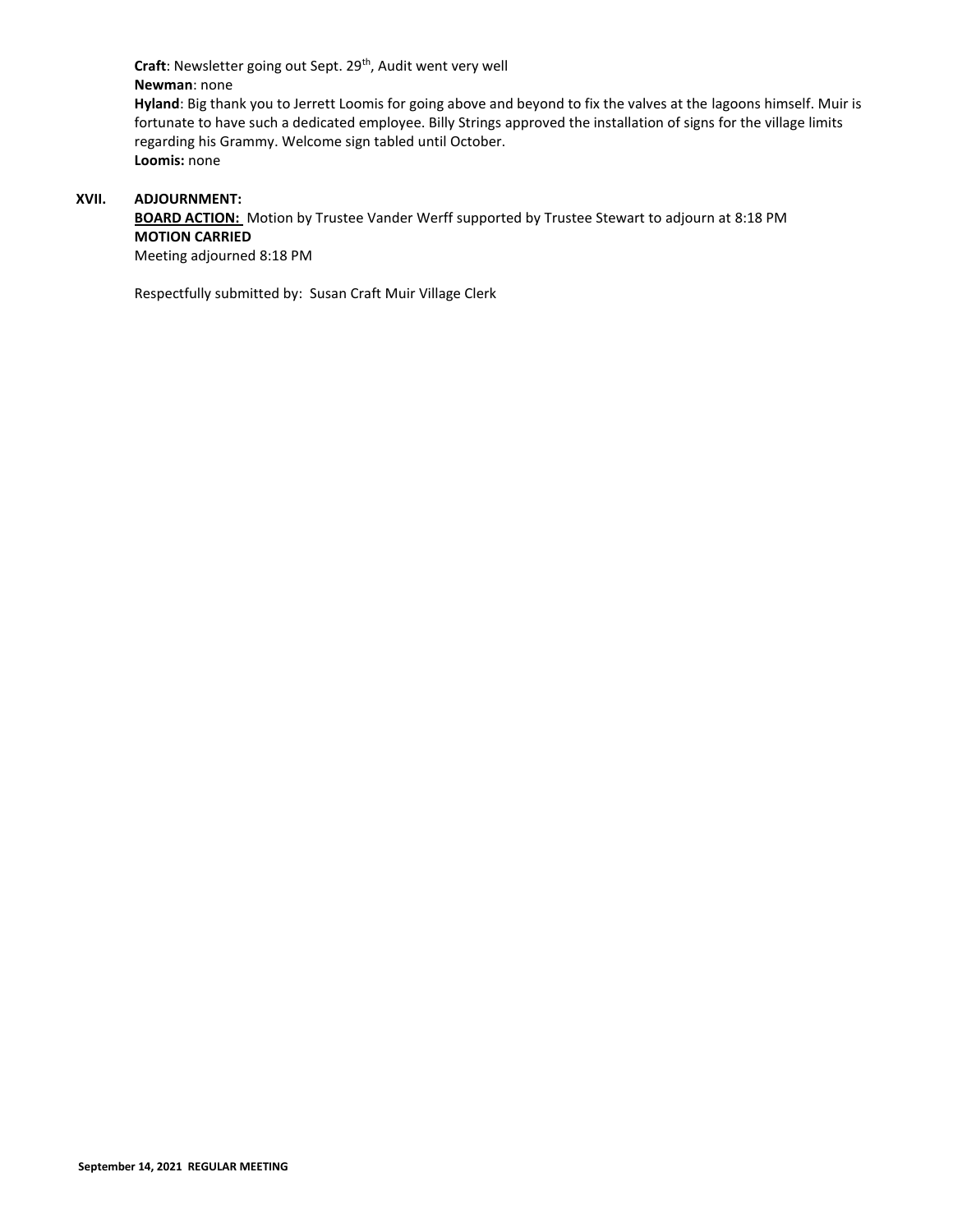**Craft**: Newsletter going out Sept. 29th, Audit went very well
**Newman**: none
**Hyland**: Big thank you to Jerrett Loomis for going above and beyond to fix the valves at the lagoons himself. Muir is fortunate to have such a dedicated employee. Billy Strings approved the installation of signs for the village limits regarding his Grammy. Welcome sign tabled until October.
**Loomis:** none

**XVII. ADJOURNMENT:**

**BOARD ACTION:** Motion by Trustee Vander Werff supported by Trustee Stewart to adjourn at 8:18 PM
**MOTION CARRIED**
Meeting adjourned 8:18 PM

Respectfully submitted by: Susan Craft Muir Village Clerk